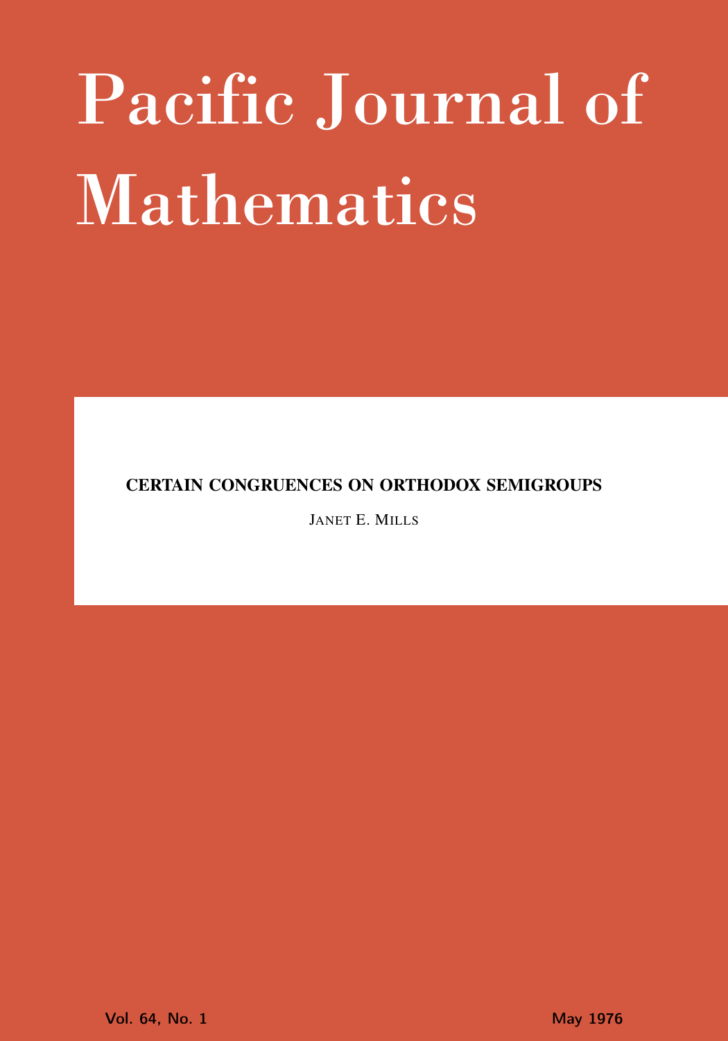# Pacific Journal of Mathematics

**CERTAIN CONGRUENCES ON ORTHODOX SEMIGROUPS**

JANET E. MILLS

Vol. 64, No. 1 May 1976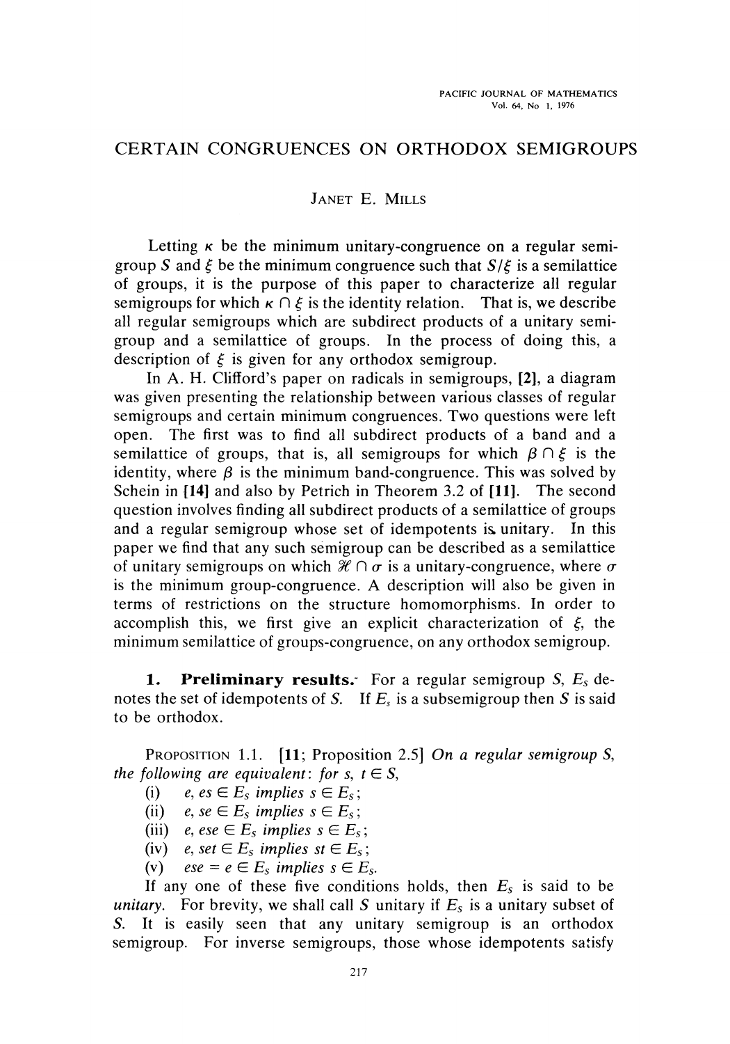PACIFIC JOURNAL OF MATHEMATICS
Vol. 64, No 1, 1976

# CERTAIN CONGRUENCES ON ORTHODOX SEMIGROUPS

JANET E. MILLS

Letting $\kappa$ be the minimum unitary-congruence on a regular semigroup $S$ and $\xi$ be the minimum congruence such that $S/\xi$ is a semilattice of groups, it is the purpose of this paper to characterize all regular semigroups for which $\kappa \cap \xi$ is the identity relation. That is, we describe all regular semigroups which are subdirect products of a unitary semigroup and a semilattice of groups. In the process of doing this, a description of $\xi$ is given for any orthodox semigroup.

In A. H. Clifford's paper on radicals in semigroups, **[2]**, a diagram was given presenting the relationship between various classes of regular semigroups and certain minimum congruences. Two questions were left open. The first was to find all subdirect products of a band and a semilattice of groups, that is, all semigroups for which $\beta \cap \xi$ is the identity, where $\beta$ is the minimum band-congruence. This was solved by Schein in **[14]** and also by Petrich in Theorem 3.2 of **[11]**. The second question involves finding all subdirect products of a semilattice of groups and a regular semigroup whose set of idempotents is unitary. In this paper we find that any such semigroup can be described as a semilattice of unitary semigroups on which $\mathscr{H} \cap \sigma$ is a unitary-congruence, where $\sigma$ is the minimum group-congruence. A description will also be given in terms of restrictions on the structure homomorphisms. In order to accomplish this, we first give an explicit characterization of $\xi$, the minimum semilattice of groups-congruence, on any orthodox semigroup.

## 1. Preliminary results.

For a regular semigroup $S$, $E_S$ denotes the set of idempotents of $S$. If $E_s$ is a subsemigroup then $S$ is said to be orthodox.

PROPOSITION 1.1. **[11**; Proposition 2.5**]** *On a regular semigroup $S$, the following are equivalent: for $s, t \in S$,*

(i) *$e, es \in E_S$ implies $s \in E_S$;*
(ii) *$e, se \in E_S$ implies $s \in E_S$;*
(iii) *$e, ese \in E_S$ implies $s \in E_S$;*
(iv) *$e, set \in E_S$ implies $st \in E_S$;*
(v) *$ese = e \in E_S$ implies $s \in E_S$.*

If any one of these five conditions holds, then $E_S$ is said to be *unitary*. For brevity, we shall call $S$ unitary if $E_S$ is a unitary subset of $S$. It is easily seen that any unitary semigroup is an orthodox semigroup. For inverse semigroups, those whose idempotents satisfy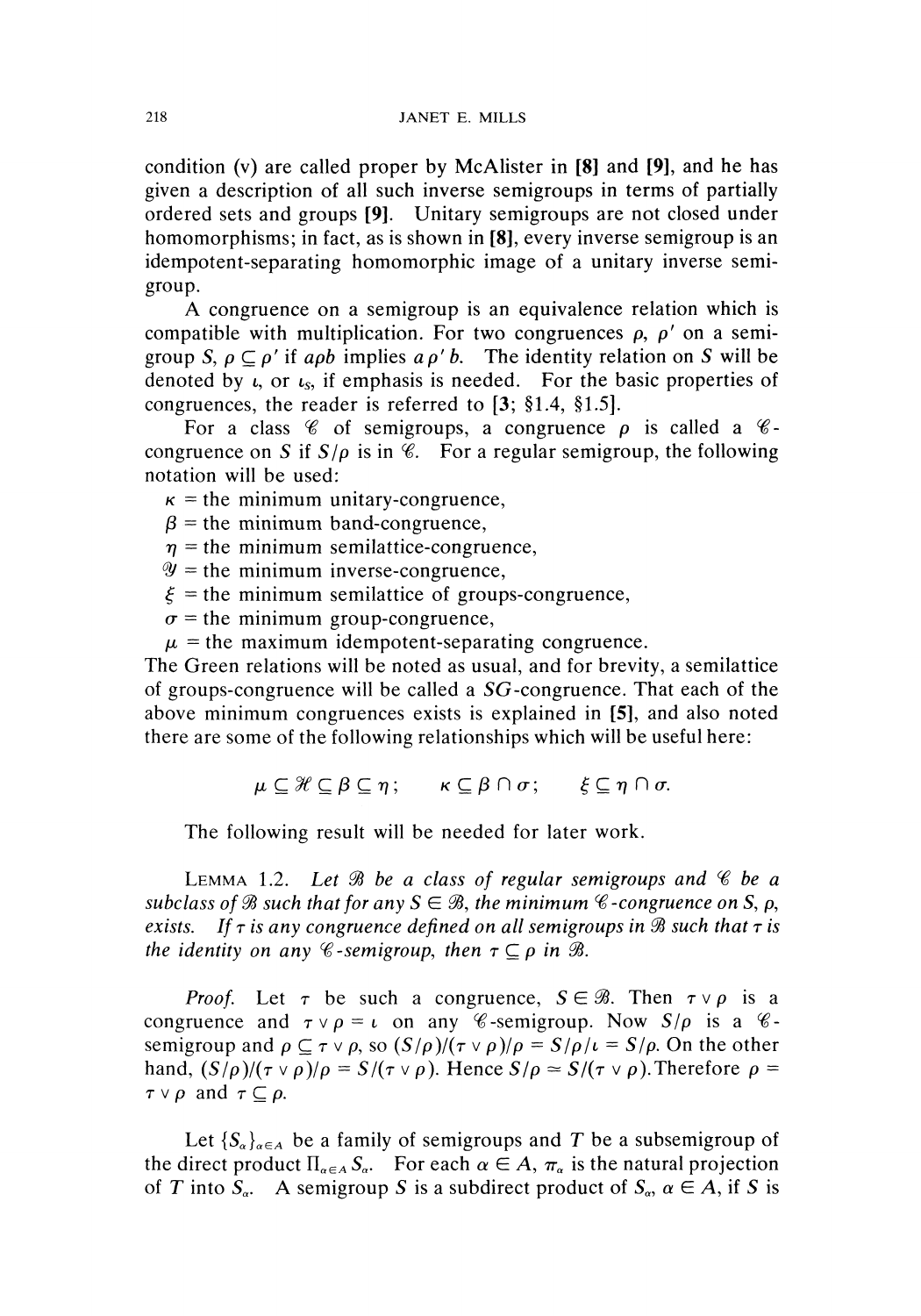condition (v) are called proper by McAlister in **[8]** and **[9]**, and he has given a description of all such inverse semigroups in terms of partially ordered sets and groups **[9]**. Unitary semigroups are not closed under homomorphisms; in fact, as is shown in **[8]**, every inverse semigroup is an idempotent-separating homomorphic image of a unitary inverse semigroup.

A congruence on a semigroup is an equivalence relation which is compatible with multiplication. For two congruences $\rho$, $\rho'$ on a semigroup $S$, $\rho \subseteq \rho'$ if $a\rho b$ implies $a\rho' b$. The identity relation on $S$ will be denoted by $\iota$, or $\iota_S$, if emphasis is needed. For the basic properties of congruences, the reader is referred to [**3**; §1.4, §1.5].

For a class $\mathscr{C}$ of semigroups, a congruence $\rho$ is called a $\mathscr{C}$-congruence on $S$ if $S/\rho$ is in $\mathscr{C}$. For a regular semigroup, the following notation will be used:

$\kappa$ = the minimum unitary-congruence,
$\beta$ = the minimum band-congruence,
$\eta$ = the minimum semilattice-congruence,
$\mathscr{Y}$ = the minimum inverse-congruence,
$\xi$ = the minimum semilattice of groups-congruence,
$\sigma$ = the minimum group-congruence,
$\mu$ = the maximum idempotent-separating congruence.

The Green relations will be noted as usual, and for brevity, a semilattice of groups-congruence will be called a $SG$-congruence. That each of the above minimum congruences exists is explained in **[5]**, and also noted there are some of the following relationships which will be useful here:

$$\mu \subseteq \mathscr{H} \subseteq \beta \subseteq \eta; \qquad \kappa \subseteq \beta \cap \sigma; \qquad \xi \subseteq \eta \cap \sigma.$$

The following result will be needed for later work.

LEMMA 1.2. *Let $\mathscr{B}$ be a class of regular semigroups and $\mathscr{C}$ be a subclass of $\mathscr{B}$ such that for any $S \in \mathscr{B}$, the minimum $\mathscr{C}$-congruence on $S$, $\rho$, exists. If $\tau$ is any congruence defined on all semigroups in $\mathscr{B}$ such that $\tau$ is the identity on any $\mathscr{C}$-semigroup, then $\tau \subseteq \rho$ in $\mathscr{B}$.*

*Proof.* Let $\tau$ be such a congruence, $S \in \mathscr{B}$. Then $\tau \vee \rho$ is a congruence and $\tau \vee \rho = \iota$ on any $\mathscr{C}$-semigroup. Now $S/\rho$ is a $\mathscr{C}$-semigroup and $\rho \subseteq \tau \vee \rho$, so $(S/\rho)/(\tau \vee \rho)/\rho = S/\rho/\iota = S/\rho$. On the other hand, $(S/\rho)/(\tau \vee \rho)/\rho = S/(\tau \vee \rho)$. Hence $S/\rho \simeq S/(\tau \vee \rho)$. Therefore $\rho = \tau \vee \rho$ and $\tau \subseteq \rho$.

Let $\{S_\alpha\}_{\alpha \in A}$ be a family of semigroups and $T$ be a subsemigroup of the direct product $\Pi_{\alpha \in A} S_\alpha$. For each $\alpha \in A$, $\pi_\alpha$ is the natural projection of $T$ into $S_\alpha$. A semigroup $S$ is a subdirect product of $S_\alpha$, $\alpha \in A$, if $S$ is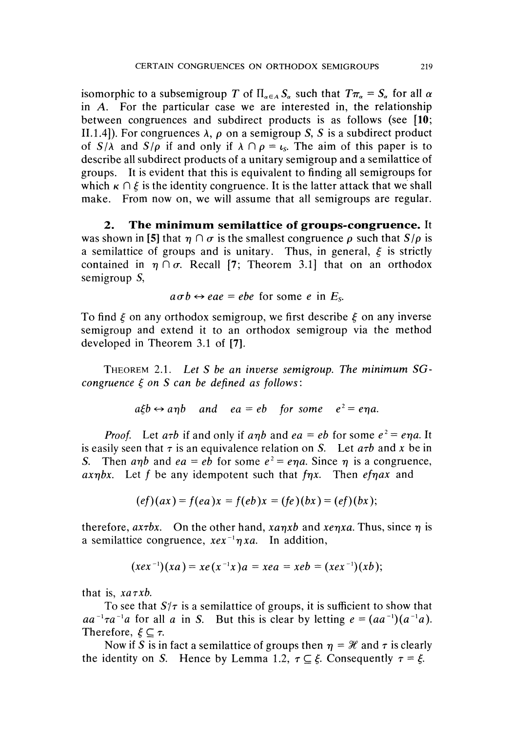isomorphic to a subsemigroup $T$ of $\Pi_{\alpha \in A} S_\alpha$ such that $T\pi_\alpha = S_\alpha$ for all $\alpha$ in $A$. For the particular case we are interested in, the relationship between congruences and subdirect products is as follows (see [10; II.1.4]). For congruences $\lambda$, $\rho$ on a semigroup $S$, $S$ is a subdirect product of $S/\lambda$ and $S/\rho$ if and only if $\lambda \cap \rho = \iota_S$. The aim of this paper is to describe all subdirect products of a unitary semigroup and a semilattice of groups. It is evident that this is equivalent to finding all semigroups for which $\kappa \cap \xi$ is the identity congruence. It is the latter attack that we shall make. From now on, we will assume that all semigroups are regular.

## 2. The minimum semilattice of groups-congruence.

It was shown in [5] that $\eta \cap \sigma$ is the smallest congruence $\rho$ such that $S/\rho$ is a semilattice of groups and is unitary. Thus, in general, $\xi$ is strictly contained in $\eta \cap \sigma$. Recall [7; Theorem 3.1] that on an orthodox semigroup $S$,

$$a\sigma b \leftrightarrow eae = ebe \text{ for some } e \text{ in } E_S.$$

To find $\xi$ on any orthodox semigroup, we first describe $\xi$ on any inverse semigroup and extend it to an orthodox semigroup via the method developed in Theorem 3.1 of [7].

THEOREM 2.1. *Let $S$ be an inverse semigroup. The minimum SG-congruence $\xi$ on $S$ can be defined as follows:*

$$a\xi b \leftrightarrow a\eta b \quad \text{and} \quad ea = eb \quad \text{for some} \quad e^2 = e\eta a.$$

*Proof.* Let $a\tau b$ if and only if $a\eta b$ and $ea = eb$ for some $e^2 = e\eta a$. It is easily seen that $\tau$ is an equivalence relation on $S$. Let $a\tau b$ and $x$ be in $S$. Then $a\eta b$ and $ea = eb$ for some $e^2 = e\eta a$. Since $\eta$ is a congruence, $ax\eta bx$. Let $f$ be any idempotent such that $f\eta x$. Then $ef\eta ax$ and

$$(ef)(ax) = f(ea)x = f(eb)x = (fe)(bx) = (ef)(bx);$$

therefore, $ax\tau bx$. On the other hand, $xa\eta xb$ and $xe\eta xa$. Thus, since $\eta$ is a semilattice congruence, $xex^{-1}\eta xa$. In addition,

$$(xex^{-1})(xa) = xe(x^{-1}x)a = xea = xeb = (xex^{-1})(xb);$$

that is, $xa\tau xb$.

To see that $S/\tau$ is a semilattice of groups, it is sufficient to show that $aa^{-1}\tau a^{-1}a$ for all $a$ in $S$. But this is clear by letting $e = (aa^{-1})(a^{-1}a)$. Therefore, $\xi \subseteq \tau$.

Now if $S$ is in fact a semilattice of groups then $\eta = \mathcal{H}$ and $\tau$ is clearly the identity on $S$. Hence by Lemma 1.2, $\tau \subseteq \xi$. Consequently $\tau = \xi$.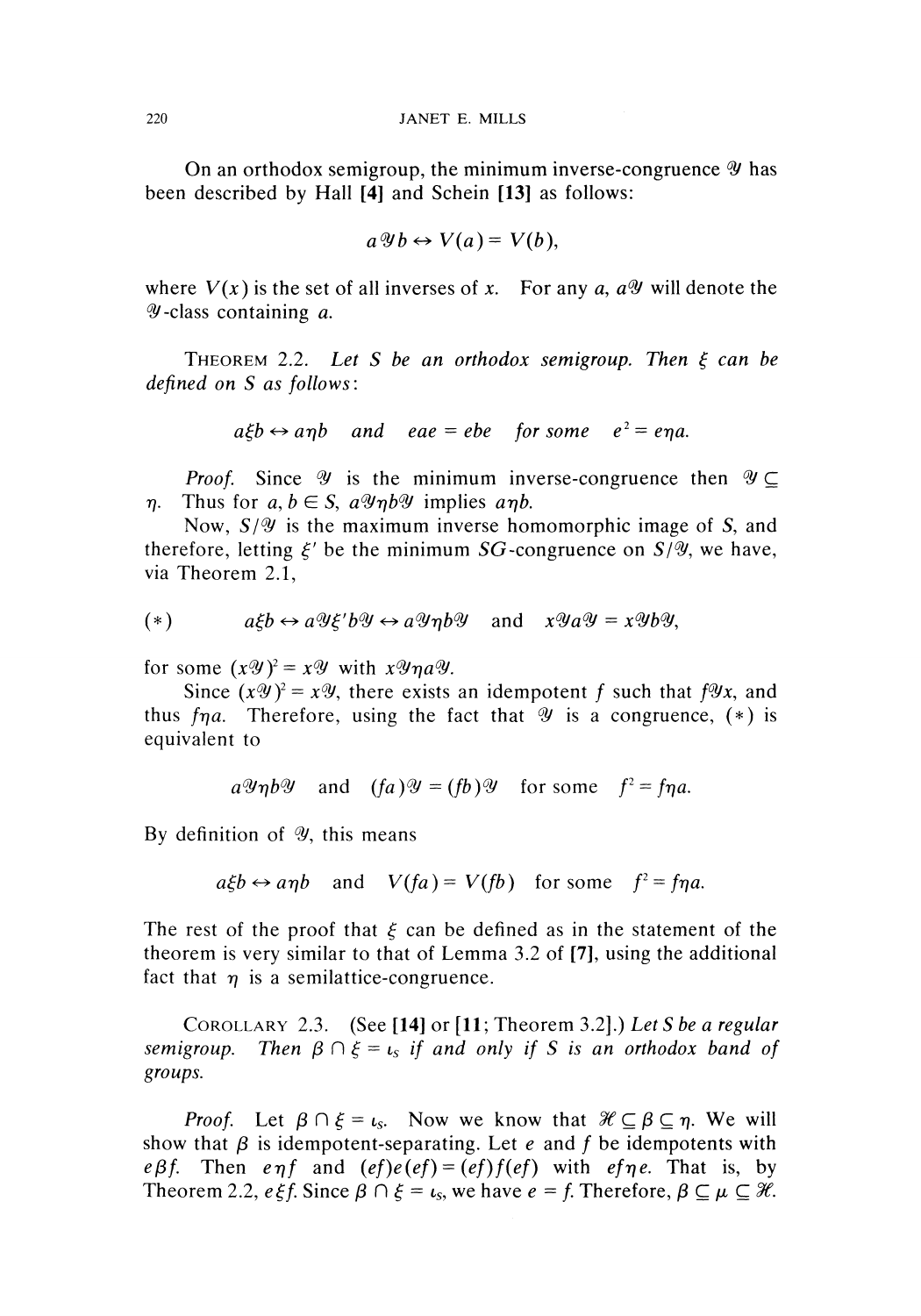On an orthodox semigroup, the minimum inverse-congruence $\mathcal{Y}$ has been described by Hall **[4]** and Schein **[13]** as follows:

$$a\mathcal{Y}b \leftrightarrow V(a) = V(b),$$

where $V(x)$ is the set of all inverses of $x$. For any $a$, $a\mathcal{Y}$ will denote the $\mathcal{Y}$-class containing $a$.

THEOREM 2.2. *Let $S$ be an orthodox semigroup. Then $\xi$ can be defined on $S$ as follows*:

$$a\xi b \leftrightarrow a\eta b \quad \text{and} \quad eae = ebe \quad \text{for some} \quad e^2 = e\eta a.$$

*Proof.* Since $\mathcal{Y}$ is the minimum inverse-congruence then $\mathcal{Y} \subseteq \eta$. Thus for $a, b \in S$, $a\mathcal{Y}\eta b\mathcal{Y}$ implies $a\eta b$.

Now, $S/\mathcal{Y}$ is the maximum inverse homomorphic image of $S$, and therefore, letting $\xi'$ be the minimum $SG$-congruence on $S/\mathcal{Y}$, we have, via Theorem 2.1,

$$(*) \qquad a\xi b \leftrightarrow a\mathcal{Y}\xi' b\mathcal{Y} \leftrightarrow a\mathcal{Y}\eta b\mathcal{Y} \quad \text{and} \quad x\mathcal{Y}a\mathcal{Y} = x\mathcal{Y}b\mathcal{Y},$$

for some $(x\mathcal{Y})^2 = x\mathcal{Y}$ with $x\mathcal{Y}\eta a\mathcal{Y}$.

Since $(x\mathcal{Y})^2 = x\mathcal{Y}$, there exists an idempotent $f$ such that $f\mathcal{Y}x$, and thus $f\eta a$. Therefore, using the fact that $\mathcal{Y}$ is a congruence, $(*)$ is equivalent to

$$a\mathcal{Y}\eta b\mathcal{Y} \quad \text{and} \quad (fa)\mathcal{Y} = (fb)\mathcal{Y} \quad \text{for some} \quad f^2 = f\eta a.$$

By definition of $\mathcal{Y}$, this means

$$a\xi b \leftrightarrow a\eta b \quad \text{and} \quad V(fa) = V(fb) \quad \text{for some} \quad f^2 = f\eta a.$$

The rest of the proof that $\xi$ can be defined as in the statement of the theorem is very similar to that of Lemma 3.2 of **[7]**, using the additional fact that $\eta$ is a semilattice-congruence.

COROLLARY 2.3. (See **[14]** or **[11**; Theorem 3.2].) *Let $S$ be a regular semigroup. Then $\beta \cap \xi = \iota_S$ if and only if $S$ is an orthodox band of groups.*

*Proof.* Let $\beta \cap \xi = \iota_S$. Now we know that $\mathcal{H} \subseteq \beta \subseteq \eta$. We will show that $\beta$ is idempotent-separating. Let $e$ and $f$ be idempotents with $e\beta f$. Then $e\eta f$ and $(ef)e(ef) = (ef)f(ef)$ with $ef\eta e$. That is, by Theorem 2.2, $e\xi f$. Since $\beta \cap \xi = \iota_S$, we have $e = f$. Therefore, $\beta \subseteq \mu \subseteq \mathcal{H}$.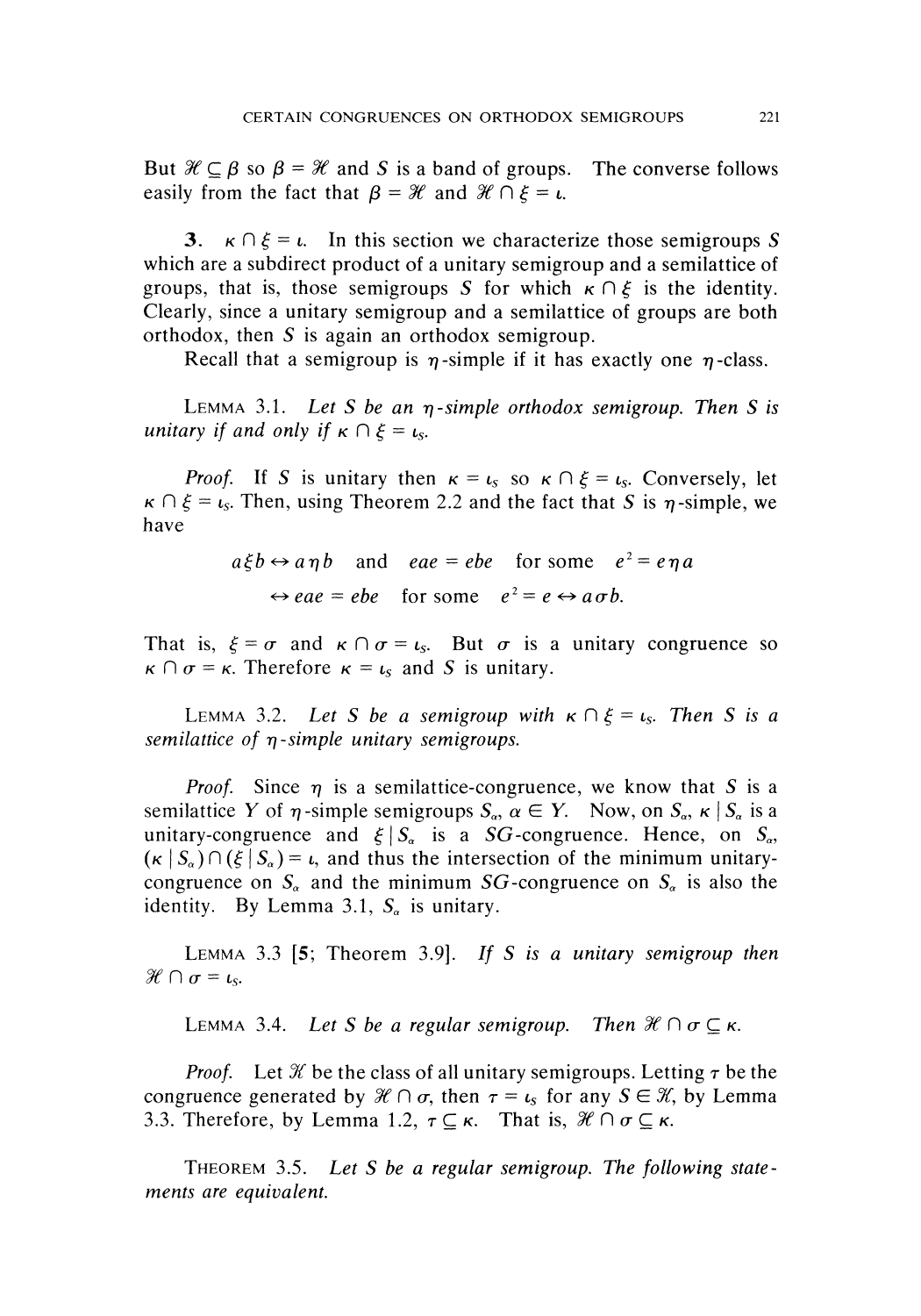But $\mathcal{H} \subseteq \beta$ so $\beta = \mathcal{H}$ and $S$ is a band of groups. The converse follows easily from the fact that $\beta = \mathcal{H}$ and $\mathcal{H} \cap \xi = \iota$.

**3.** $\kappa \cap \xi = \iota$. In this section we characterize those semigroups $S$ which are a subdirect product of a unitary semigroup and a semilattice of groups, that is, those semigroups $S$ for which $\kappa \cap \xi$ is the identity. Clearly, since a unitary semigroup and a semilattice of groups are both orthodox, then $S$ is again an orthodox semigroup.

Recall that a semigroup is $\eta$-simple if it has exactly one $\eta$-class.

LEMMA 3.1. *Let $S$ be an $\eta$-simple orthodox semigroup. Then $S$ is unitary if and only if $\kappa \cap \xi = \iota_S$.*

*Proof.* If $S$ is unitary then $\kappa = \iota_S$ so $\kappa \cap \xi = \iota_S$. Conversely, let $\kappa \cap \xi = \iota_S$. Then, using Theorem 2.2 and the fact that $S$ is $\eta$-simple, we have

$$a \xi b \leftrightarrow a \eta b \quad \text{and} \quad eae = ebe \quad \text{for some} \quad e^2 = e \eta a$$

$$\leftrightarrow eae = ebe \quad \text{for some} \quad e^2 = e \leftrightarrow a \sigma b.$$

That is, $\xi = \sigma$ and $\kappa \cap \sigma = \iota_S$. But $\sigma$ is a unitary congruence so $\kappa \cap \sigma = \kappa$. Therefore $\kappa = \iota_S$ and $S$ is unitary.

LEMMA 3.2. *Let $S$ be a semigroup with $\kappa \cap \xi = \iota_S$. Then $S$ is a semilattice of $\eta$-simple unitary semigroups.*

*Proof.* Since $\eta$ is a semilattice-congruence, we know that $S$ is a semilattice $Y$ of $\eta$-simple semigroups $S_\alpha$, $\alpha \in Y$. Now, on $S_\alpha$, $\kappa \mid S_\alpha$ is a unitary-congruence and $\xi \mid S_\alpha$ is a $SG$-congruence. Hence, on $S_\alpha$, $(\kappa \mid S_\alpha) \cap (\xi \mid S_\alpha) = \iota$, and thus the intersection of the minimum unitary-congruence on $S_\alpha$ and the minimum $SG$-congruence on $S_\alpha$ is also the identity. By Lemma 3.1, $S_\alpha$ is unitary.

LEMMA 3.3 [5; Theorem 3.9]. *If $S$ is a unitary semigroup then $\mathcal{H} \cap \sigma = \iota_S$.*

LEMMA 3.4. *Let $S$ be a regular semigroup. Then $\mathcal{H} \cap \sigma \subseteq \kappa$.*

*Proof.* Let $\mathcal{K}$ be the class of all unitary semigroups. Letting $\tau$ be the congruence generated by $\mathcal{H} \cap \sigma$, then $\tau = \iota_S$ for any $S \in \mathcal{K}$, by Lemma 3.3. Therefore, by Lemma 1.2, $\tau \subseteq \kappa$. That is, $\mathcal{H} \cap \sigma \subseteq \kappa$.

THEOREM 3.5. *Let $S$ be a regular semigroup. The following statements are equivalent.*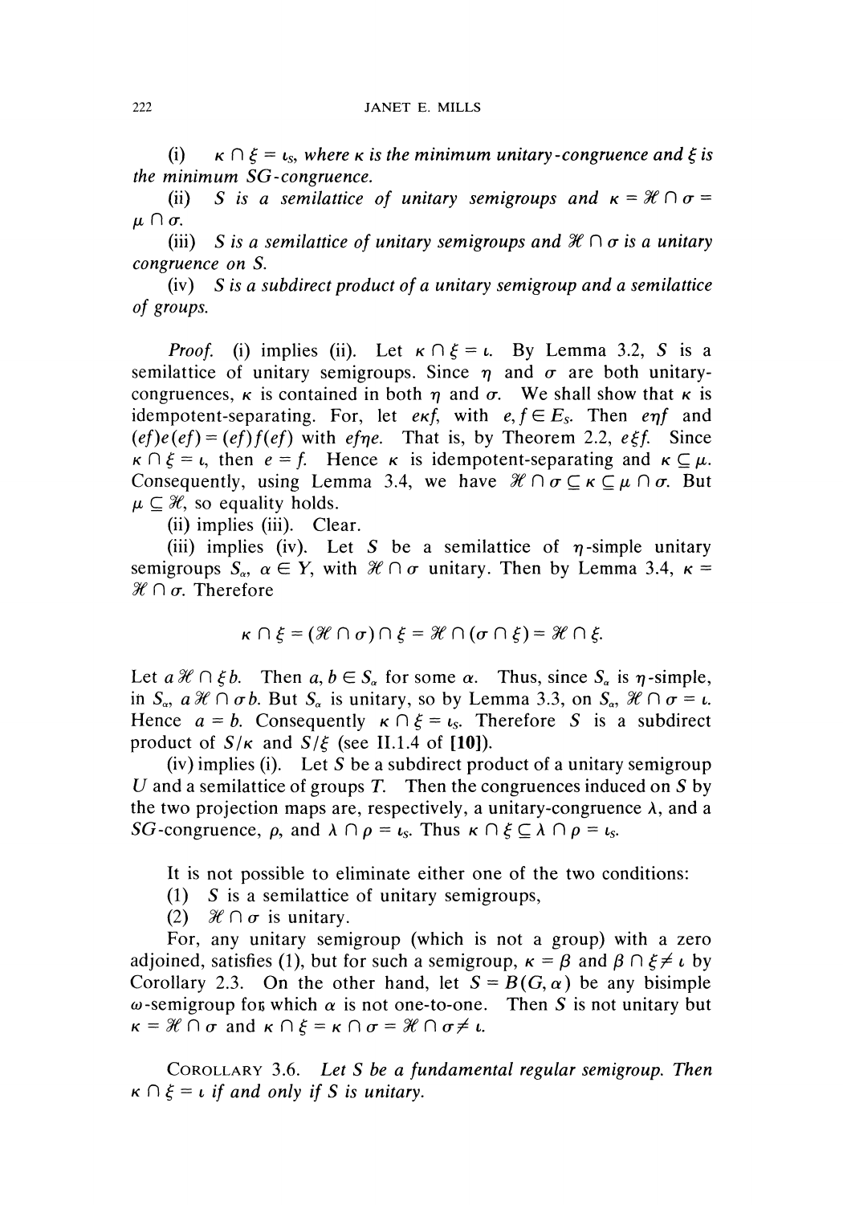(i) $\kappa \cap \xi = \iota_S$, *where* $\kappa$ *is the minimum unitary-congruence and* $\xi$ *is the minimum SG-congruence.*

(ii) $S$ *is a semilattice of unitary semigroups and* $\kappa = \mathcal{H} \cap \sigma = \mu \cap \sigma$.

(iii) $S$ *is a semilattice of unitary semigroups and* $\mathcal{H} \cap \sigma$ *is a unitary congruence on* $S$.

(iv) $S$ *is a subdirect product of a unitary semigroup and a semilattice of groups.*

*Proof.* (i) implies (ii). Let $\kappa \cap \xi = \iota$. By Lemma 3.2, $S$ is a semilattice of unitary semigroups. Since $\eta$ and $\sigma$ are both unitary-congruences, $\kappa$ is contained in both $\eta$ and $\sigma$. We shall show that $\kappa$ is idempotent-separating. For, let $e\kappa f$, with $e, f \in E_S$. Then $e\eta f$ and $(ef)e(ef) = (ef)f(ef)$ with $ef\eta e$. That is, by Theorem 2.2, $e\xi f$. Since $\kappa \cap \xi = \iota$, then $e = f$. Hence $\kappa$ is idempotent-separating and $\kappa \subseteq \mu$. Consequently, using Lemma 3.4, we have $\mathcal{H} \cap \sigma \subseteq \kappa \subseteq \mu \cap \sigma$. But $\mu \subseteq \mathcal{H}$, so equality holds.

(ii) implies (iii). Clear.

(iii) implies (iv). Let $S$ be a semilattice of $\eta$-simple unitary semigroups $S_\alpha$, $\alpha \in Y$, with $\mathcal{H} \cap \sigma$ unitary. Then by Lemma 3.4, $\kappa = \mathcal{H} \cap \sigma$. Therefore

$$\kappa \cap \xi = (\mathcal{H} \cap \sigma) \cap \xi = \mathcal{H} \cap (\sigma \cap \xi) = \mathcal{H} \cap \xi.$$

Let $a \mathcal{H} \cap \xi b$. Then $a, b \in S_\alpha$ for some $\alpha$. Thus, since $S_\alpha$ is $\eta$-simple, in $S_\alpha$, $a \mathcal{H} \cap \sigma b$. But $S_\alpha$ is unitary, so by Lemma 3.3, on $S_\alpha$, $\mathcal{H} \cap \sigma = \iota$. Hence $a = b$. Consequently $\kappa \cap \xi = \iota_S$. Therefore $S$ is a subdirect product of $S/\kappa$ and $S/\xi$ (see II.1.4 of **[10]**).

(iv) implies (i). Let $S$ be a subdirect product of a unitary semigroup $U$ and a semilattice of groups $T$. Then the congruences induced on $S$ by the two projection maps are, respectively, a unitary-congruence $\lambda$, and a $SG$-congruence, $\rho$, and $\lambda \cap \rho = \iota_S$. Thus $\kappa \cap \xi \subseteq \lambda \cap \rho = \iota_S$.

It is not possible to eliminate either one of the two conditions:

(1) $S$ is a semilattice of unitary semigroups,

(2) $\mathcal{H} \cap \sigma$ is unitary.

For, any unitary semigroup (which is not a group) with a zero adjoined, satisfies (1), but for such a semigroup, $\kappa = \beta$ and $\beta \cap \xi \neq \iota$ by Corollary 2.3. On the other hand, let $S = B(G, \alpha)$ be any bisimple $\omega$-semigroup for which $\alpha$ is not one-to-one. Then $S$ is not unitary but $\kappa = \mathcal{H} \cap \sigma$ and $\kappa \cap \xi = \kappa \cap \sigma = \mathcal{H} \cap \sigma \neq \iota$.

COROLLARY 3.6. *Let $S$ be a fundamental regular semigroup. Then $\kappa \cap \xi = \iota$ if and only if $S$ is unitary.*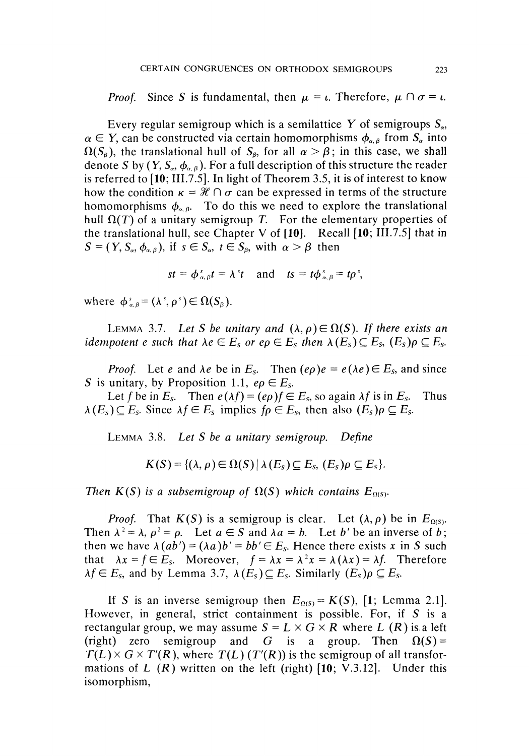*Proof.* Since $S$ is fundamental, then $\mu = \iota$. Therefore, $\mu \cap \sigma = \iota$.

Every regular semigroup which is a semilattice $Y$ of semigroups $S_\alpha$, $\alpha \in Y$, can be constructed via certain homomorphisms $\phi_{\alpha,\beta}$ from $S_\alpha$ into $\Omega(S_\beta)$, the translational hull of $S_\beta$, for all $\alpha > \beta$; in this case, we shall denote $S$ by $(Y, S_\alpha, \phi_{\alpha,\beta})$. For a full description of this structure the reader is referred to [**10**; III.7.5]. In light of Theorem 3.5, it is of interest to know how the condition $\kappa = \mathscr{H} \cap \sigma$ can be expressed in terms of the structure homomorphisms $\phi_{\alpha,\beta}$. To do this we need to explore the translational hull $\Omega(T)$ of a unitary semigroup $T$. For the elementary properties of the translational hull, see Chapter V of [**10**]. Recall [**10**; III.7.5] that in $S = (Y, S_\alpha, \phi_{\alpha,\beta})$, if $s \in S_\alpha$, $t \in S_\beta$, with $\alpha > \beta$ then

$$st = \phi^s_{\alpha,\beta} t = \lambda^s t \quad \text{and} \quad ts = t\phi^s_{\alpha,\beta} = t\rho^s,$$

where $\phi^s_{\alpha,\beta} = (\lambda^s, \rho^s) \in \Omega(S_\beta)$.

LEMMA 3.7. *Let $S$ be unitary and $(\lambda, \rho) \in \Omega(S)$. If there exists an idempotent $e$ such that $\lambda e \in E_S$ or $e\rho \in E_S$ then $\lambda(E_S) \subseteq E_S$, $(E_S)\rho \subseteq E_S$.*

*Proof.* Let $e$ and $\lambda e$ be in $E_S$. Then $(e\rho)e = e(\lambda e) \in E_S$, and since $S$ is unitary, by Proposition 1.1, $e\rho \in E_S$.

Let $f$ be in $E_S$. Then $e(\lambda f) = (e\rho)f \in E_S$, so again $\lambda f$ is in $E_S$. Thus $\lambda(E_S) \subseteq E_S$. Since $\lambda f \in E_S$ implies $f\rho \in E_S$, then also $(E_S)\rho \subseteq E_S$.

LEMMA 3.8. *Let $S$ be a unitary semigroup. Define*

$$K(S) = \{(\lambda, \rho) \in \Omega(S) \mid \lambda(E_S) \subseteq E_S,\ (E_S)\rho \subseteq E_S\}.$$

*Then $K(S)$ is a subsemigroup of $\Omega(S)$ which contains $E_{\Omega(S)}$.*

*Proof.* That $K(S)$ is a semigroup is clear. Let $(\lambda, \rho)$ be in $E_{\Omega(S)}$. Then $\lambda^2 = \lambda$, $\rho^2 = \rho$. Let $a \in S$ and $\lambda a = b$. Let $b'$ be an inverse of $b$; then we have $\lambda(ab') = (\lambda a)b' = bb' \in E_S$. Hence there exists $x$ in $S$ such that $\lambda x = f \in E_S$. Moreover, $f = \lambda x = \lambda^2 x = \lambda(\lambda x) = \lambda f$. Therefore $\lambda f \in E_S$, and by Lemma 3.7, $\lambda(E_S) \subseteq E_S$. Similarly $(E_S)\rho \subseteq E_S$.

If $S$ is an inverse semigroup then $E_{\Omega(S)} = K(S)$, [**1**; Lemma 2.1]. However, in general, strict containment is possible. For, if $S$ is a rectangular group, we may assume $S = L \times G \times R$ where $L$ ($R$) is a left (right) zero semigroup and $G$ is a group. Then $\Omega(S) = T(L) \times G \times T'(R)$, where $T(L)$ ($T'(R)$) is the semigroup of all transformations of $L$ ($R$) written on the left (right) [**10**; V.3.12]. Under this isomorphism,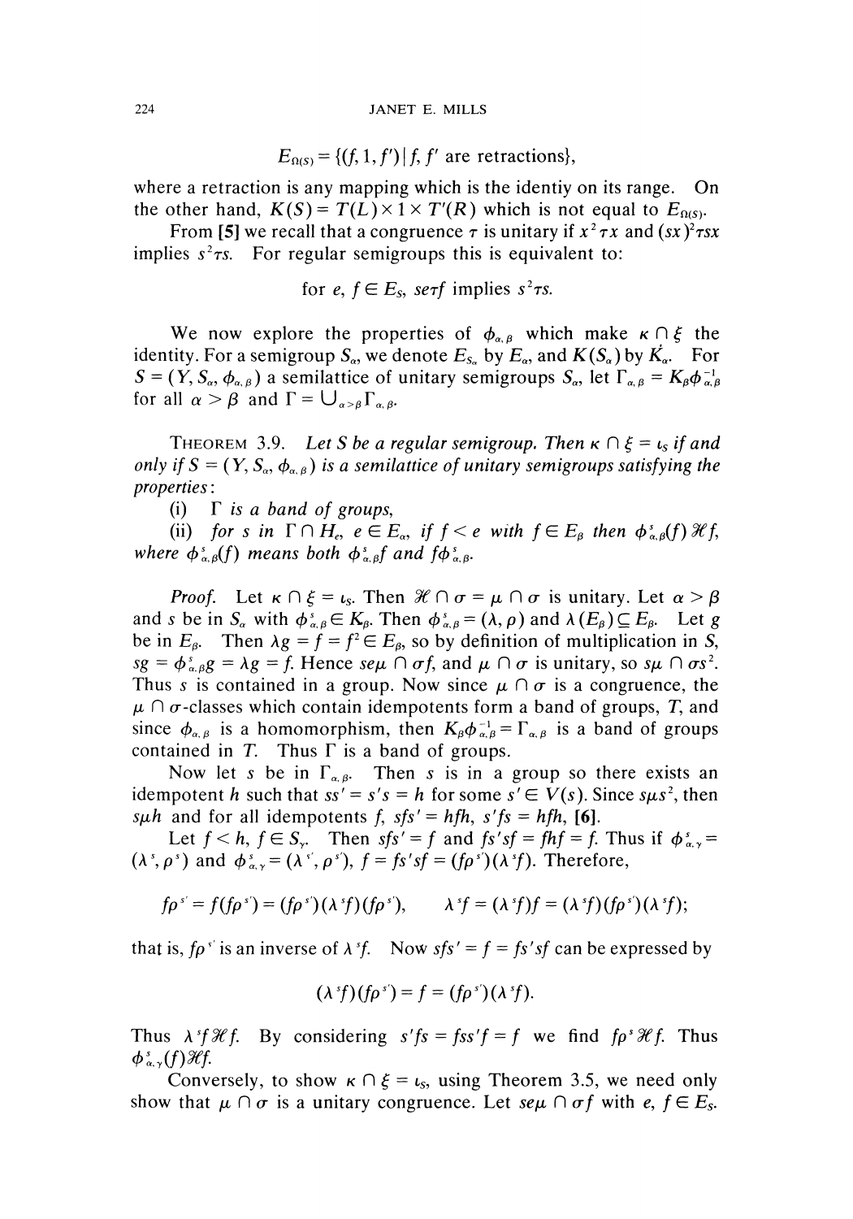$$E_{\Omega(S)} = \{(f, 1, f') \mid f, f' \text{ are retractions}\},$$

where a retraction is any mapping which is the identiy on its range. On the other hand, $K(S) = T(L) \times 1 \times T'(R)$ which is not equal to $E_{\Omega(S)}$.

From **[5]** we recall that a congruence $\tau$ is unitary if $x^2 \tau x$ and $(sx)^2 \tau sx$ implies $s^2 \tau s$. For regular semigroups this is equivalent to:

$$\text{for } e, f \in E_S, \ se\tau f \text{ implies } s^2 \tau s.$$

We now explore the properties of $\phi_{\alpha,\beta}$ which make $\kappa \cap \xi$ the identity. For a semigroup $S_\alpha$, we denote $E_{S_\alpha}$ by $E_\alpha$, and $K(S_\alpha)$ by $K_\alpha$. For $S = (Y, S_\alpha, \phi_{\alpha,\beta})$ a semilattice of unitary semigroups $S_\alpha$, let $\Gamma_{\alpha,\beta} = K_\beta \phi_{\alpha,\beta}^{-1}$ for all $\alpha > \beta$ and $\Gamma = \bigcup_{\alpha > \beta} \Gamma_{\alpha,\beta}$.

THEOREM 3.9. *Let $S$ be a regular semigroup. Then $\kappa \cap \xi = \iota_S$ if and only if $S = (Y, S_\alpha, \phi_{\alpha,\beta})$ is a semilattice of unitary semigroups satisfying the properties*:

(i) *$\Gamma$ is a band of groups,*

(ii) *for $s$ in $\Gamma \cap H_e$, $e \in E_\alpha$, if $f < e$ with $f \in E_\beta$ then $\phi^s_{\alpha,\beta}(f) \mathscr{H} f$, where $\phi^s_{\alpha,\beta}(f)$ means both $\phi^s_{\alpha,\beta} f$ and $f\phi^s_{\alpha,\beta}$.*

*Proof.* Let $\kappa \cap \xi = \iota_S$. Then $\mathscr{H} \cap \sigma = \mu \cap \sigma$ is unitary. Let $\alpha > \beta$ and $s$ be in $S_\alpha$ with $\phi^s_{\alpha,\beta} \in K_\beta$. Then $\phi^s_{\alpha,\beta} = (\lambda, \rho)$ and $\lambda(E_\beta) \subseteq E_\beta$. Let $g$ be in $E_\beta$. Then $\lambda g = f = f^2 \in E_\beta$, so by definition of multiplication in $S$, $sg = \phi^s_{\alpha,\beta} g = \lambda g = f$. Hence $se\mu \cap \sigma f$, and $\mu \cap \sigma$ is unitary, so $s\mu \cap \sigma s^2$. Thus $s$ is contained in a group. Now since $\mu \cap \sigma$ is a congruence, the $\mu \cap \sigma$-classes which contain idempotents form a band of groups, $T$, and since $\phi_{\alpha,\beta}$ is a homomorphism, then $K_\beta \phi_{\alpha,\beta}^{-1} = \Gamma_{\alpha,\beta}$ is a band of groups contained in $T$. Thus $\Gamma$ is a band of groups.

Now let $s$ be in $\Gamma_{\alpha,\beta}$. Then $s$ is in a group so there exists an idempotent $h$ such that $ss' = s's = h$ for some $s' \in V(s)$. Since $s\mu s^2$, then $s\mu h$ and for all idempotents $f$, $sfs' = hfh$, $s'fs = hfh$, **[6]**.

Let $f < h$, $f \in S_\gamma$. Then $sfs' = f$ and $fs'sf = fhf = f$. Thus if $\phi^s_{\alpha,\gamma} = (\lambda^s, \rho^s)$ and $\phi^s_{\alpha,\gamma} = (\lambda^{s'}, \rho^{s'})$, $f = fs'sf = (f\rho^{s'})(\lambda^s f)$. Therefore,

$$f\rho^{s'} = f(f\rho^{s'}) = (f\rho^{s'})(\lambda^s f)(f\rho^{s'}), \qquad \lambda^s f = (\lambda^s f)f = (\lambda^s f)(f\rho^{s'})(\lambda^s f);$$

that is, $f\rho^{s'}$ is an inverse of $\lambda^s f$. Now $sfs' = f = fs'sf$ can be expressed by

$$(\lambda^s f)(f\rho^{s'}) = f = (f\rho^{s'})(\lambda^s f).$$

Thus $\lambda^s f \mathscr{H} f$. By considering $s'fs = fss'f = f$ we find $f\rho^s \mathscr{H} f$. Thus $\phi^s_{\alpha,\gamma}(f) \mathscr{H} f$.

Conversely, to show $\kappa \cap \xi = \iota_S$, using Theorem 3.5, we need only show that $\mu \cap \sigma$ is a unitary congruence. Let $se\mu \cap \sigma f$ with $e, f \in E_S$.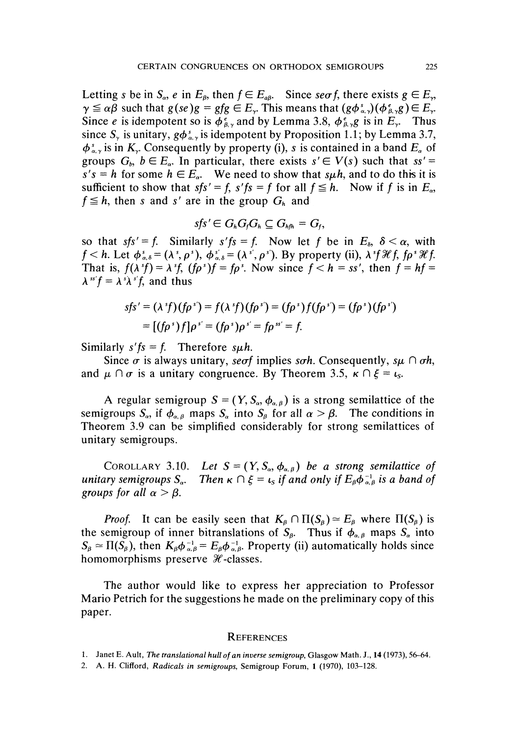Letting $s$ be in $S_\alpha$, $e$ in $E_\beta$, then $f \in E_{\alpha\beta}$. Since $se\sigma f$, there exists $g \in E_\gamma$, $\gamma \leqq \alpha\beta$ such that $g(se)g = gfg \in E_\gamma$. This means that $(g\phi^s_{\alpha,\gamma})(\phi^e_{\beta,\gamma}g) \in E_\gamma$. Since $e$ is idempotent so is $\phi^e_{\beta,\gamma}$ and by Lemma 3.8, $\phi^e_{\beta,\gamma}g$ is in $E_\gamma$. Thus since $S_\gamma$ is unitary, $g\phi^s_{\alpha,\gamma}$ is idempotent by Proposition 1.1; by Lemma 3.7, $\phi^s_{\alpha,\gamma}$ is in $K_\gamma$. Consequently by property (i), $s$ is contained in a band $E_\alpha$ of groups $G_b$, $b \in E_\alpha$. In particular, there exists $s' \in V(s)$ such that $ss' = s's = h$ for some $h \in E_\alpha$. We need to show that $s\mu h$, and to do this it is sufficient to show that $sfs' = f$, $s'fs = f$ for all $f \leqq h$. Now if $f$ is in $E_\alpha$, $f \leqq h$, then $s$ and $s'$ are in the group $G_h$ and

$$sfs' \in G_hG_fG_h \subseteq G_{hfh} = G_f,$$

so that $sfs' = f$. Similarly $s'fs = f$. Now let $f$ be in $E_\delta$, $\delta < \alpha$, with $f < h$. Let $\phi^s_{\alpha,\delta} = (\lambda^s, \rho^s)$, $\phi^{s'}_{\alpha,\delta} = (\lambda^{s'}, \rho^{s'})$. By property (ii), $\lambda^s f \mathcal{H} f$, $f\rho^s \mathcal{H} f$. That is, $f(\lambda^s f) = \lambda^s f$, $(f\rho^s)f = f\rho^s$. Now since $f < h = ss'$, then $f = hf = \lambda^{ss'}f = \lambda^s\lambda^{s'}f$, and thus

$$\begin{aligned} sfs' &= (\lambda^s f)(f\rho^{s'}) = f(\lambda^s f)(f\rho^{s'}) = (f\rho^s)f(f\rho^{s'}) = (f\rho^s)(f\rho^{s'}) \\ &= [(f\rho^s)f]\rho^{s'} = (f\rho^s)\rho^{s'} = f\rho^{ss'} = f. \end{aligned}$$

Similarly $s'fs = f$. Therefore $s\mu h$.

Since $\sigma$ is always unitary, $se\sigma f$ implies $s\sigma h$. Consequently, $s\mu \cap \sigma h$, and $\mu \cap \sigma$ is a unitary congruence. By Theorem 3.5, $\kappa \cap \xi = \iota_S$.

A regular semigroup $S = (Y, S_\alpha, \phi_{\alpha,\beta})$ is a strong semilattice of the semigroups $S_\alpha$, if $\phi_{\alpha,\beta}$ maps $S_\alpha$ into $S_\beta$ for all $\alpha > \beta$. The conditions in Theorem 3.9 can be simplified considerably for strong semilattices of unitary semigroups.

COROLLARY 3.10. *Let $S = (Y, S_\alpha, \phi_{\alpha,\beta})$ be a strong semilattice of unitary semigroups $S_\alpha$. Then $\kappa \cap \xi = \iota_S$ if and only if $E_\beta\phi^{-1}_{\alpha,\beta}$ is a band of groups for all $\alpha > \beta$.*

*Proof.* It can be easily seen that $K_\beta \cap \Pi(S_\beta) \simeq E_\beta$ where $\Pi(S_\beta)$ is the semigroup of inner bitranslations of $S_\beta$. Thus if $\phi_{\alpha,\beta}$ maps $S_\alpha$ into $S_\beta \simeq \Pi(S_\beta)$, then $K_\beta\phi^{-1}_{\alpha,\beta} = E_\beta\phi^{-1}_{\alpha,\beta}$. Property (ii) automatically holds since homomorphisms preserve $\mathcal{H}$-classes.

The author would like to express her appreciation to Professor Mario Petrich for the suggestions he made on the preliminary copy of this paper.

## REFERENCES

1. Janet E. Ault, *The translational hull of an inverse semigroup*, Glasgow Math. J., **14** (1973), 56–64.
2. A. H. Clifford, *Radicals in semigroups*, Semigroup Forum, **1** (1970), 103–128.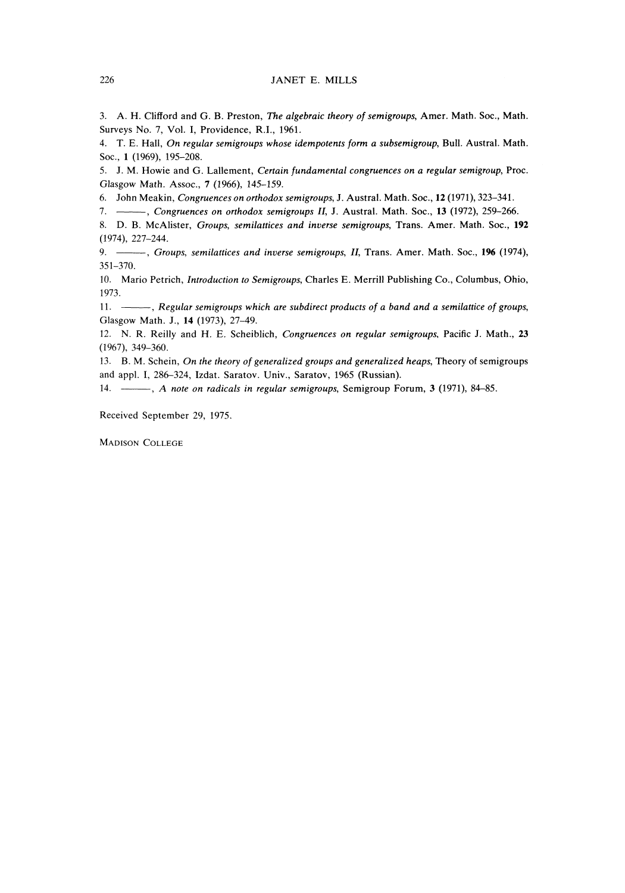3. A. H. Clifford and G. B. Preston, *The algebraic theory of semigroups*, Amer. Math. Soc., Math. Surveys No. 7, Vol. I, Providence, R.I., 1961.

4. T. E. Hall, *On regular semigroups whose idempotents form a subsemigroup*, Bull. Austral. Math. Soc., **1** (1969), 195–208.

5. J. M. Howie and G. Lallement, *Certain fundamental congruences on a regular semigroup*, Proc. Glasgow Math. Assoc., **7** (1966), 145–159.

6. John Meakin, *Congruences on orthodox semigroups*, J. Austral. Math. Soc., **12** (1971), 323–341.

7. ———, *Congruences on orthodox semigroups II*, J. Austral. Math. Soc., **13** (1972), 259–266.

8. D. B. McAlister, *Groups, semilattices and inverse semigroups*, Trans. Amer. Math. Soc., **192** (1974), 227–244.

9. ———, *Groups, semilattices and inverse semigroups, II*, Trans. Amer. Math. Soc., **196** (1974), 351–370.

10. Mario Petrich, *Introduction to Semigroups*, Charles E. Merrill Publishing Co., Columbus, Ohio, 1973.

11. ———, *Regular semigroups which are subdirect products of a band and a semilattice of groups*, Glasgow Math. J., **14** (1973), 27–49.

12. N. R. Reilly and H. E. Scheiblich, *Congruences on regular semigroups*, Pacific J. Math., **23** (1967), 349–360.

13. B. M. Schein, *On the theory of generalized groups and generalized heaps*, Theory of semigroups and appl. I, 286–324, Izdat. Saratov. Univ., Saratov, 1965 (Russian).

14. ———, *A note on radicals in regular semigroups*, Semigroup Forum, **3** (1971), 84–85.

Received September 29, 1975.

MADISON COLLEGE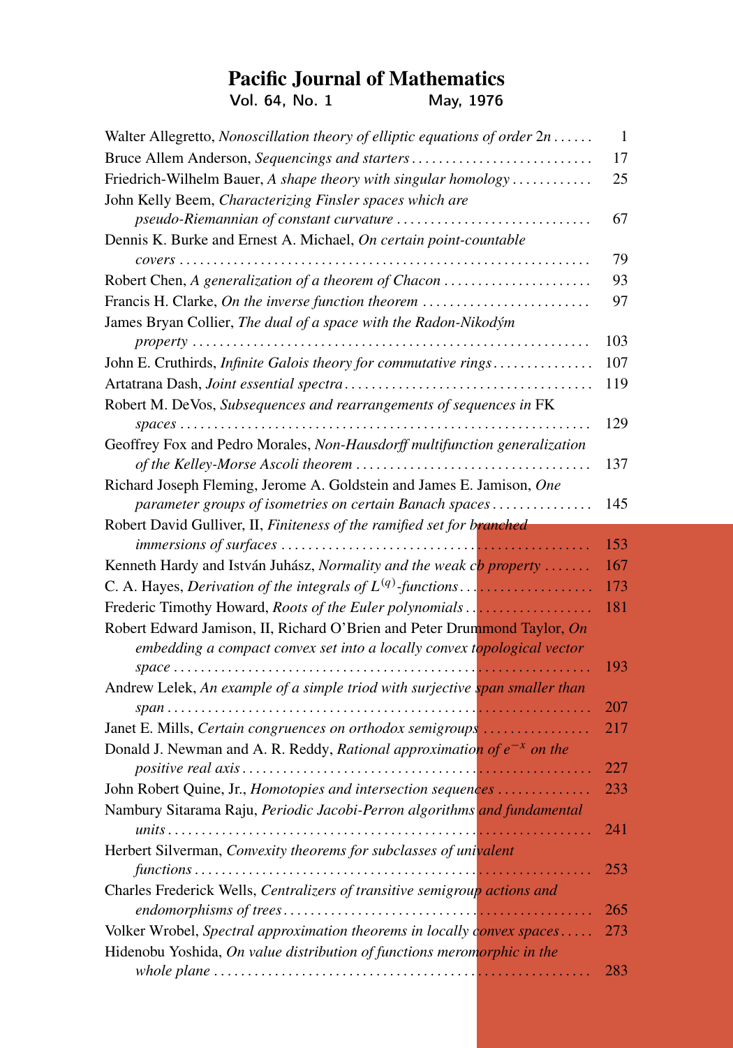# Pacific Journal of Mathematics

Vol. 64, No. 1 May, 1976

| | |
|---|---|
| Walter Allegretto, *Nonoscillation theory of elliptic equations of order $2n$* | 1 |
| Bruce Allem Anderson, *Sequencings and starters* | 17 |
| Friedrich-Wilhelm Bauer, *A shape theory with singular homology* | 25 |
| John Kelly Beem, *Characterizing Finsler spaces which are pseudo-Riemannian of constant curvature* | 67 |
| Dennis K. Burke and Ernest A. Michael, *On certain point-countable covers* | 79 |
| Robert Chen, *A generalization of a theorem of Chacon* | 93 |
| Francis H. Clarke, *On the inverse function theorem* | 97 |
| James Bryan Collier, *The dual of a space with the Radon-Nikodým property* | 103 |
| John E. Cruthirds, *Infinite Galois theory for commutative rings* | 107 |
| Artatrana Dash, *Joint essential spectra* | 119 |
| Robert M. DeVos, *Subsequences and rearrangements of sequences in* FK *spaces* | 129 |
| Geoffrey Fox and Pedro Morales, *Non-Hausdorff multifunction generalization of the Kelley-Morse Ascoli theorem* | 137 |
| Richard Joseph Fleming, Jerome A. Goldstein and James E. Jamison, *One parameter groups of isometries on certain Banach spaces* | 145 |
| Robert David Gulliver, II, *Finiteness of the ramified set for branched immersions of surfaces* | 153 |
| Kenneth Hardy and István Juhász, *Normality and the weak cb property* | 167 |
| C. A. Hayes, *Derivation of the integrals of $L^{(q)}$-functions* | 173 |
| Frederic Timothy Howard, *Roots of the Euler polynomials* | 181 |
| Robert Edward Jamison, II, Richard O'Brien and Peter Drummond Taylor, *On embedding a compact convex set into a locally convex topological vector space* | 193 |
| Andrew Lelek, *An example of a simple triod with surjective span smaller than span* | 207 |
| Janet E. Mills, *Certain congruences on orthodox semigroups* | 217 |
| Donald J. Newman and A. R. Reddy, *Rational approximation of $e^{-x}$ on the positive real axis* | 227 |
| John Robert Quine, Jr., *Homotopies and intersection sequences* | 233 |
| Nambury Sitarama Raju, *Periodic Jacobi-Perron algorithms and fundamental units* | 241 |
| Herbert Silverman, *Convexity theorems for subclasses of univalent functions* | 253 |
| Charles Frederick Wells, *Centralizers of transitive semigroup actions and endomorphisms of trees* | 265 |
| Volker Wrobel, *Spectral approximation theorems in locally convex spaces* | 273 |
| Hidenobu Yoshida, *On value distribution of functions meromorphic in the whole plane* | 283 |